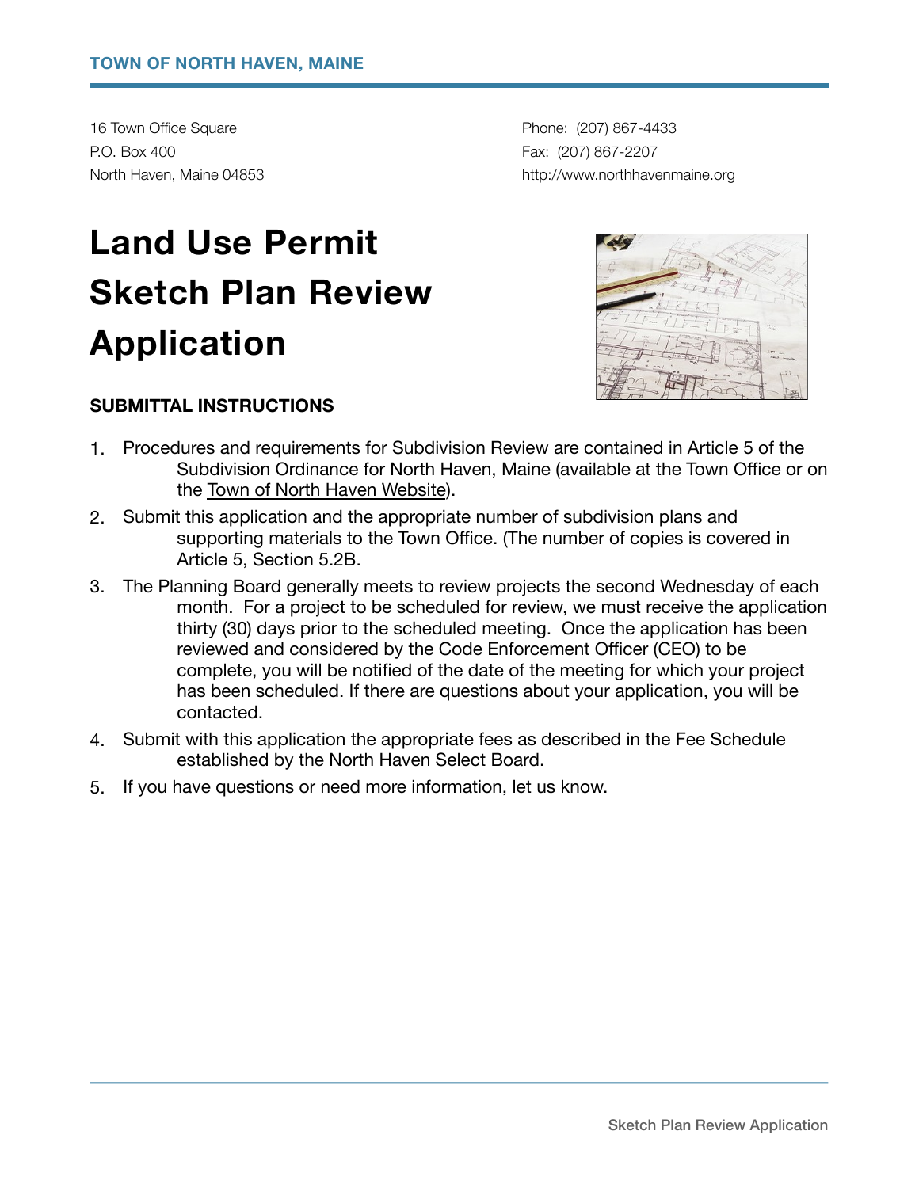TOWN OF NORTH HAVEN, MAINE

16 Town Office Square
P.O. Box 400
North Haven, Maine 04853

Phone: (207) 867-4433
Fax: (207) 867-2207
http://www.northhavenmaine.org

# Land Use Permit Sketch Plan Review Application

**SUBMITTAL INSTRUCTIONS**

1. Procedures and requirements for Subdivision Review are contained in Article 5 of the Subdivision Ordinance for North Haven, Maine (available at the Town Office or on the Town of North Haven Website).
2. Submit this application and the appropriate number of subdivision plans and supporting materials to the Town Office. (The number of copies is covered in Article 5, Section 5.2B.
3. The Planning Board generally meets to review projects the second Wednesday of each month. For a project to be scheduled for review, we must receive the application thirty (30) days prior to the scheduled meeting. Once the application has been reviewed and considered by the Code Enforcement Officer (CEO) to be complete, you will be notified of the date of the meeting for which your project has been scheduled. If there are questions about your application, you will be contacted.
4. Submit with this application the appropriate fees as described in the Fee Schedule established by the North Haven Select Board.
5. If you have questions or need more information, let us know.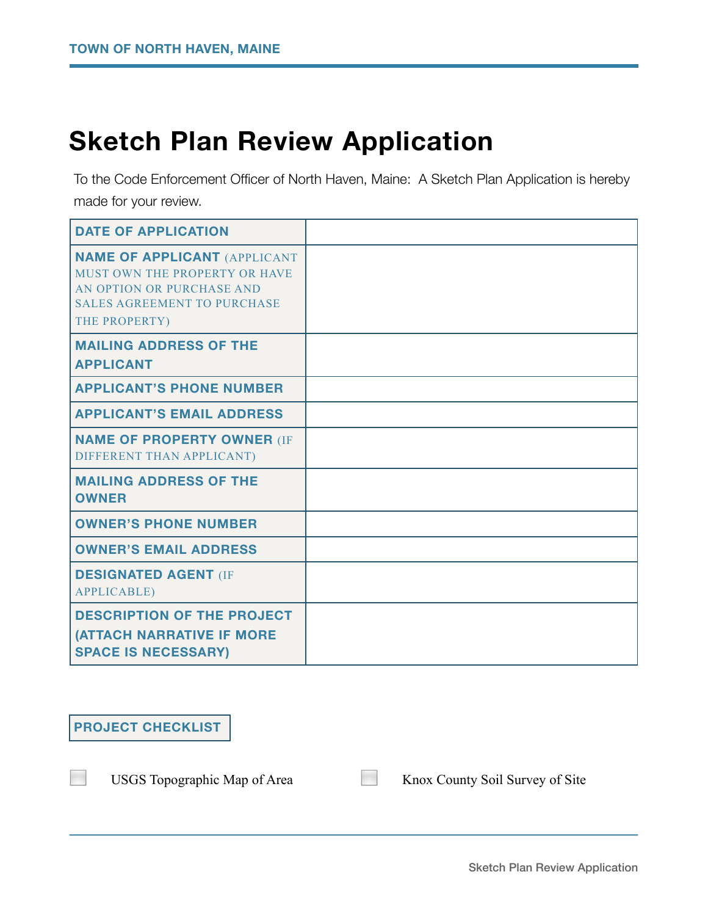# Sketch Plan Review Application

To the Code Enforcement Officer of North Haven, Maine: A Sketch Plan Application is hereby made for your review.

| | |
|---|---|
| **DATE OF APPLICATION** | |
| **NAME OF APPLICANT** (APPLICANT MUST OWN THE PROPERTY OR HAVE AN OPTION OR PURCHASE AND SALES AGREEMENT TO PURCHASE THE PROPERTY) | |
| **MAILING ADDRESS OF THE APPLICANT** | |
| **APPLICANT'S PHONE NUMBER** | |
| **APPLICANT'S EMAIL ADDRESS** | |
| **NAME OF PROPERTY OWNER** (IF DIFFERENT THAN APPLICANT) | |
| **MAILING ADDRESS OF THE OWNER** | |
| **OWNER'S PHONE NUMBER** | |
| **OWNER'S EMAIL ADDRESS** | |
| **DESIGNATED AGENT** (IF APPLICABLE) | |
| **DESCRIPTION OF THE PROJECT (ATTACH NARRATIVE IF MORE SPACE IS NECESSARY)** | |

## PROJECT CHECKLIST

- ☐ USGS Topographic Map of Area
- ☐ Knox County Soil Survey of Site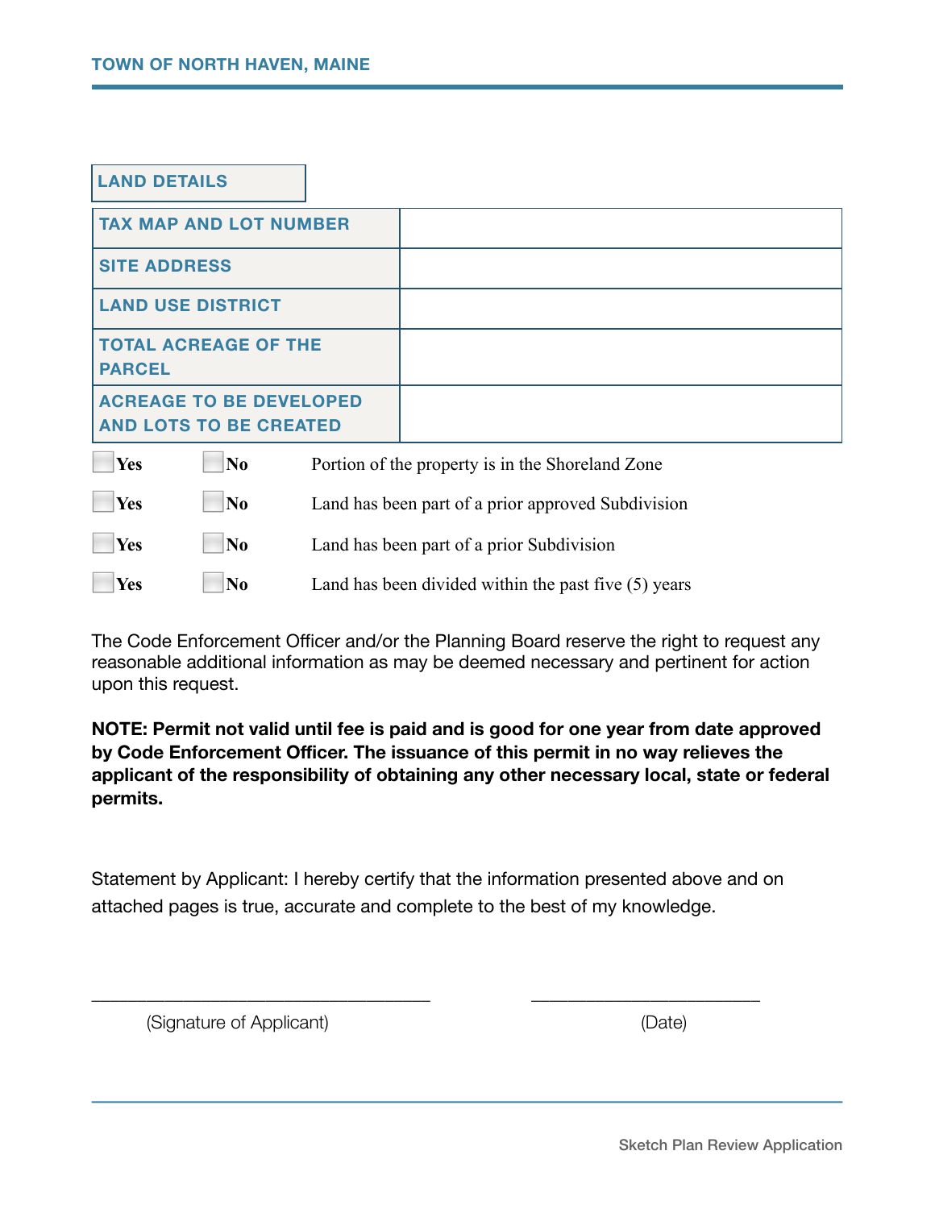| LAND DETAILS | |
|---|---|
| TAX MAP AND LOT NUMBER | |
| SITE ADDRESS | |
| LAND USE DISTRICT | |
| TOTAL ACREAGE OF THE PARCEL | |
| ACREAGE TO BE DEVELOPED AND LOTS TO BE CREATED | |

☐ **Yes** ☐ **No** Portion of the property is in the Shoreland Zone

☐ **Yes** ☐ **No** Land has been part of a prior approved Subdivision

☐ **Yes** ☐ **No** Land has been part of a prior Subdivision

☐ **Yes** ☐ **No** Land has been divided within the past five (5) years

The Code Enforcement Officer and/or the Planning Board reserve the right to request any reasonable additional information as may be deemed necessary and pertinent for action upon this request.

**NOTE: Permit not valid until fee is paid and is good for one year from date approved by Code Enforcement Officer. The issuance of this permit in no way relieves the applicant of the responsibility of obtaining any other necessary local, state or federal permits.**

Statement by Applicant: I hereby certify that the information presented above and on attached pages is true, accurate and complete to the best of my knowledge.

\_\_\_\_\_\_\_\_\_\_\_\_\_\_\_\_\_\_\_\_\_\_\_\_\_\_\_\_\_\_\_\_\_\_\_\_ \_\_\_\_\_\_\_\_\_\_\_\_\_\_\_\_\_\_\_\_\_\_\_\_\_

(Signature of Applicant) (Date)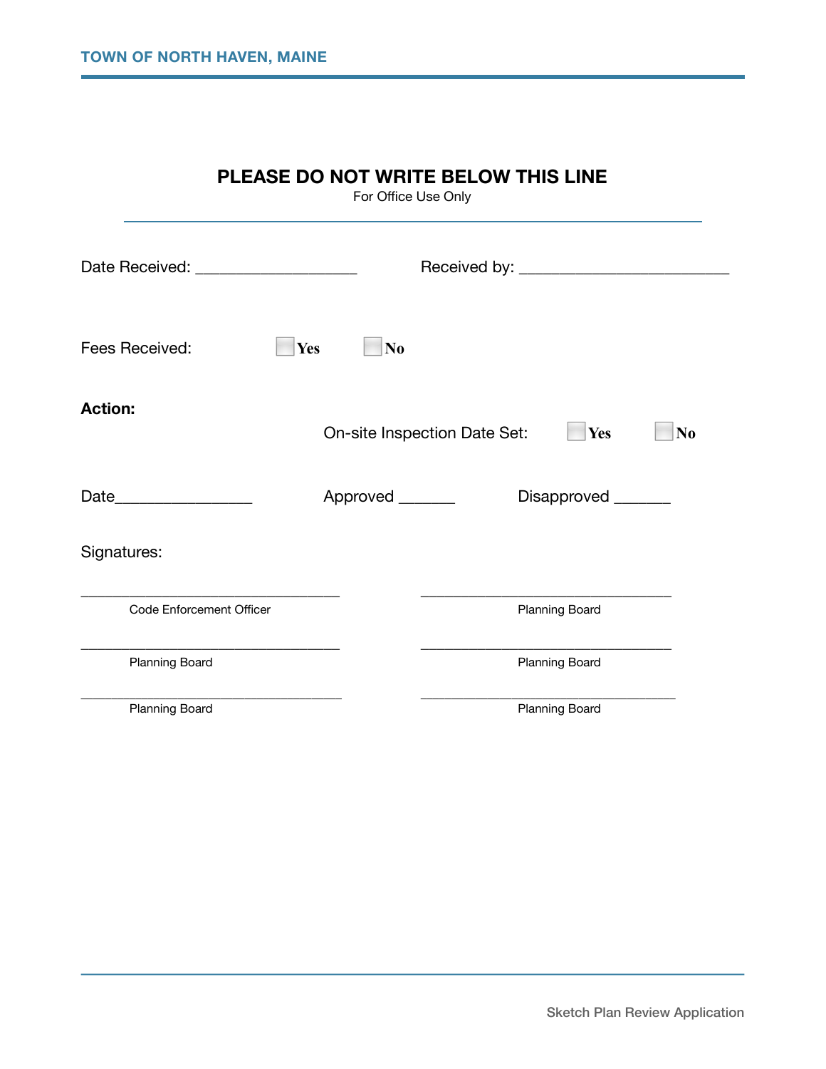## PLEASE DO NOT WRITE BELOW THIS LINE

For Office Use Only

---

Date Received: ____________________ Received by: __________________________

Fees Received: ☐ Yes ☐ No

**Action:**

On-site Inspection Date Set: ☐ Yes ☐ No

Date_________________ Approved _______ Disapproved _______

Signatures:

_________________________________
Code Enforcement Officer

_________________________________
Planning Board

_________________________________
Planning Board

_________________________________
Planning Board

_________________________________
Planning Board

_________________________________
Planning Board